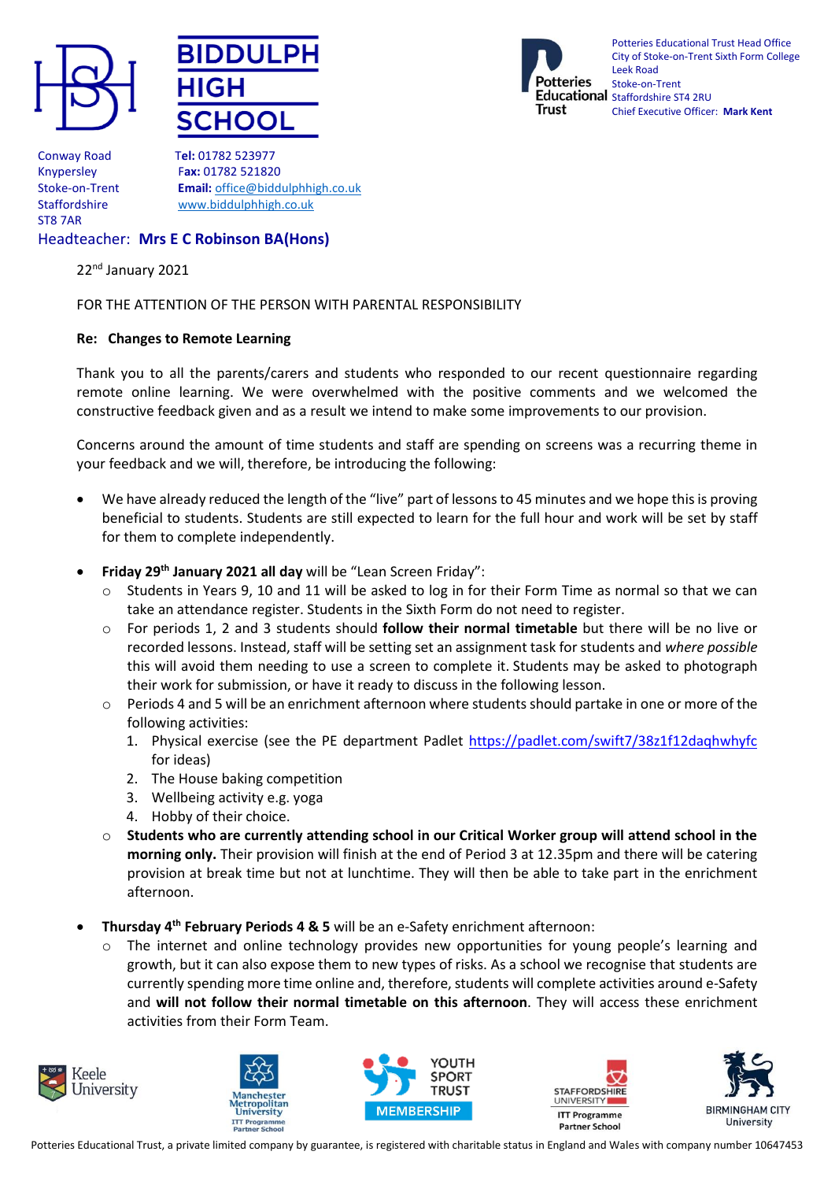**BIDDULPH HIGH SCHOOL**

Conway Road
Knypersley
Stoke-on-Trent
Staffordshire
ST8 7AR

**Tel:** 01782 523977
**Fax:** 01782 521820
**Email:** office@biddulphhigh.co.uk
www.biddulphhigh.co.uk

Headteacher: **Mrs E C Robinson BA(Hons)**

Potteries Educational Trust Head Office
City of Stoke-on-Trent Sixth Form College
Leek Road
Stoke-on-Trent
Staffordshire ST4 2RU
Chief Executive Officer: **Mark Kent**

22nd January 2021

FOR THE ATTENTION OF THE PERSON WITH PARENTAL RESPONSIBILITY

**Re: Changes to Remote Learning**

Thank you to all the parents/carers and students who responded to our recent questionnaire regarding remote online learning. We were overwhelmed with the positive comments and we welcomed the constructive feedback given and as a result we intend to make some improvements to our provision.

Concerns around the amount of time students and staff are spending on screens was a recurring theme in your feedback and we will, therefore, be introducing the following:

- We have already reduced the length of the "live" part of lessons to 45 minutes and we hope this is proving beneficial to students. Students are still expected to learn for the full hour and work will be set by staff for them to complete independently.
- **Friday 29th January 2021 all day** will be "Lean Screen Friday":
  - Students in Years 9, 10 and 11 will be asked to log in for their Form Time as normal so that we can take an attendance register. Students in the Sixth Form do not need to register.
  - For periods 1, 2 and 3 students should **follow their normal timetable** but there will be no live or recorded lessons. Instead, staff will be setting set an assignment task for students and *where possible* this will avoid them needing to use a screen to complete it. Students may be asked to photograph their work for submission, or have it ready to discuss in the following lesson.
  - Periods 4 and 5 will be an enrichment afternoon where students should partake in one or more of the following activities:
    1. Physical exercise (see the PE department Padlet https://padlet.com/swift7/38z1f12daqhwhyfc for ideas)
    2. The House baking competition
    3. Wellbeing activity e.g. yoga
    4. Hobby of their choice.
  - **Students who are currently attending school in our Critical Worker group will attend school in the morning only.** Their provision will finish at the end of Period 3 at 12.35pm and there will be catering provision at break time but not at lunchtime. They will then be able to take part in the enrichment afternoon.
- **Thursday 4th February Periods 4 & 5** will be an e-Safety enrichment afternoon:
  - The internet and online technology provides new opportunities for young people's learning and growth, but it can also expose them to new types of risks. As a school we recognise that students are currently spending more time online and, therefore, students will complete activities around e-Safety and **will not follow their normal timetable on this afternoon**. They will access these enrichment activities from their Form Team.

Keele University | Manchester Metropolitan University ITT Programme Partner School | Youth Sport Trust Membership | Staffordshire University ITT Programme Partner School | Birmingham City University

Potteries Educational Trust, a private limited company by guarantee, is registered with charitable status in England and Wales with company number 10647453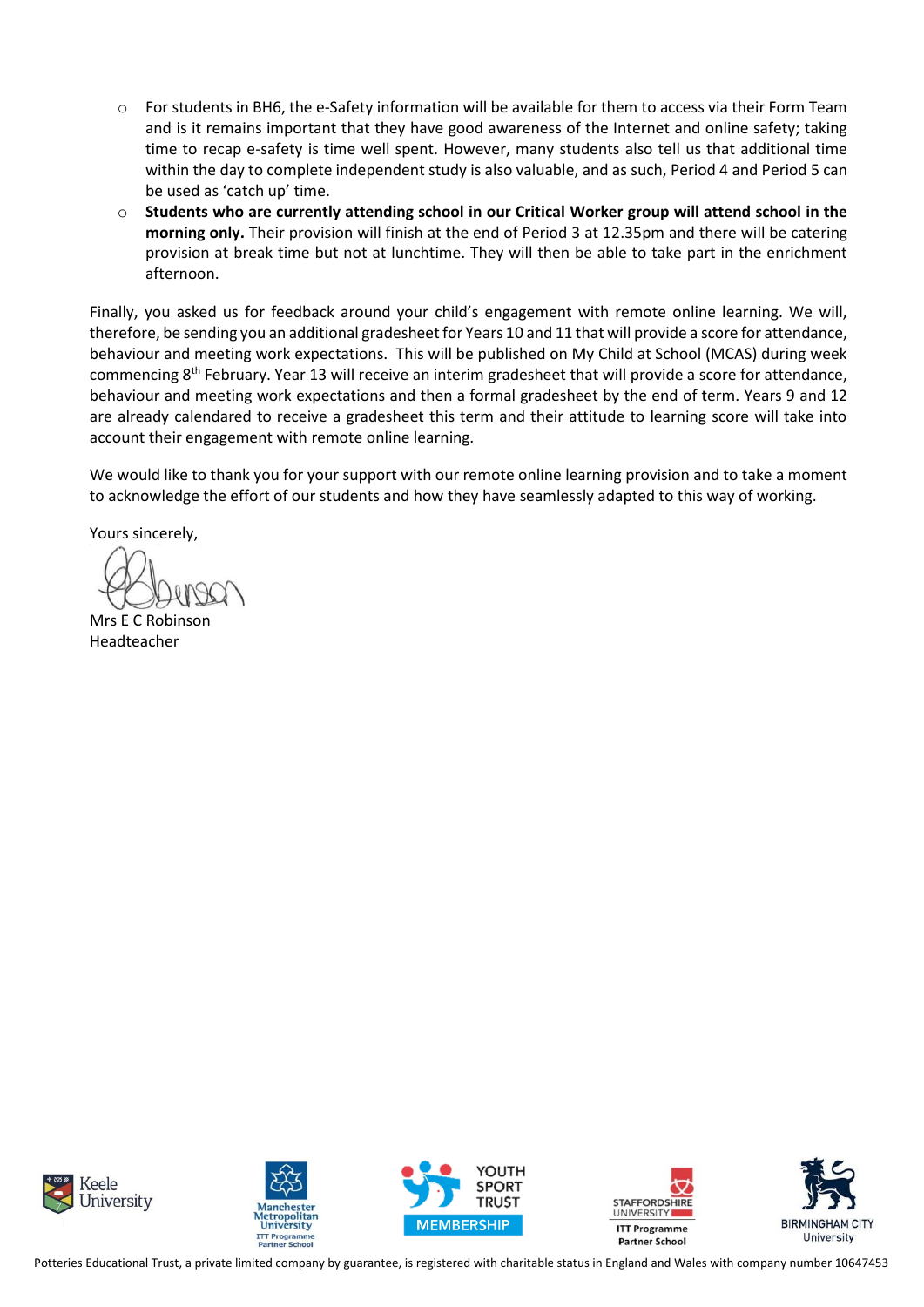- For students in BH6, the e-Safety information will be available for them to access via their Form Team and is it remains important that they have good awareness of the Internet and online safety; taking time to recap e-safety is time well spent. However, many students also tell us that additional time within the day to complete independent study is also valuable, and as such, Period 4 and Period 5 can be used as 'catch up' time.
- **Students who are currently attending school in our Critical Worker group will attend school in the morning only.** Their provision will finish at the end of Period 3 at 12.35pm and there will be catering provision at break time but not at lunchtime. They will then be able to take part in the enrichment afternoon.

Finally, you asked us for feedback around your child's engagement with remote online learning. We will, therefore, be sending you an additional gradesheet for Years 10 and 11 that will provide a score for attendance, behaviour and meeting work expectations. This will be published on My Child at School (MCAS) during week commencing 8th February. Year 13 will receive an interim gradesheet that will provide a score for attendance, behaviour and meeting work expectations and then a formal gradesheet by the end of term. Years 9 and 12 are already calendared to receive a gradesheet this term and their attitude to learning score will take into account their engagement with remote online learning.

We would like to thank you for your support with our remote online learning provision and to take a moment to acknowledge the effort of our students and how they have seamlessly adapted to this way of working.

Yours sincerely,

Mrs E C Robinson
Headteacher

Keele University

Manchester Metropolitan University ITT Programme Partner School

YOUTH SPORT TRUST MEMBERSHIP

STAFFORDSHIRE UNIVERSITY ITT Programme Partner School

BIRMINGHAM CITY University

Potteries Educational Trust, a private limited company by guarantee, is registered with charitable status in England and Wales with company number 10647453